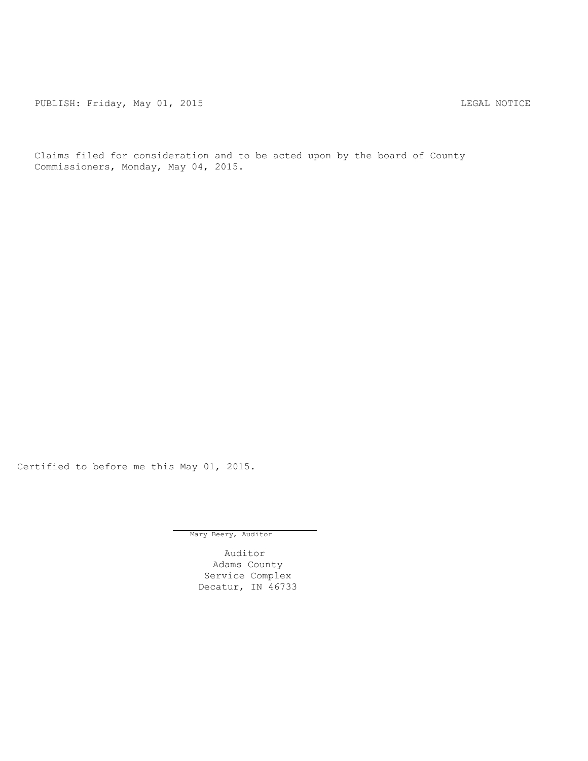PUBLISH: Friday, May 01, 2015 LEGAL NOTICE

Claims filed for consideration and to be acted upon by the board of County Commissioners, Monday, May 04, 2015.

Certified to before me this May 01, 2015.

Mary Beery, Auditor

Auditor
Adams County
Service Complex
Decatur, IN 46733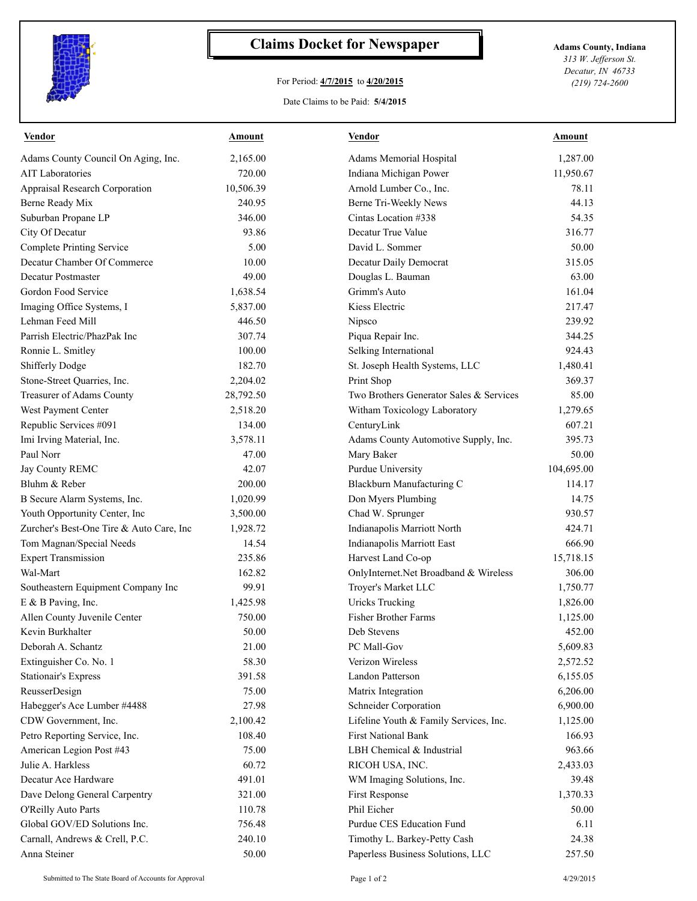# Claims Docket for Newspaper

For Period: **4/7/2015** to **4/20/2015**

Date Claims to be Paid: **5/4/2015**

**Adams County, Indiana**
*313 W. Jefferson St.*
*Decatur, IN 46733*
*(219) 724-2600*

| Vendor | Amount | Vendor | Amount |
|---|---|---|---|
| Adams County Council On Aging, Inc. | 2,165.00 | Adams Memorial Hospital | 1,287.00 |
| AIT Laboratories | 720.00 | Indiana Michigan Power | 11,950.67 |
| Appraisal Research Corporation | 10,506.39 | Arnold Lumber Co., Inc. | 78.11 |
| Berne Ready Mix | 240.95 | Berne Tri-Weekly News | 44.13 |
| Suburban Propane LP | 346.00 | Cintas Location #338 | 54.35 |
| City Of Decatur | 93.86 | Decatur True Value | 316.77 |
| Complete Printing Service | 5.00 | David L. Sommer | 50.00 |
| Decatur Chamber Of Commerce | 10.00 | Decatur Daily Democrat | 315.05 |
| Decatur Postmaster | 49.00 | Douglas L. Bauman | 63.00 |
| Gordon Food Service | 1,638.54 | Grimm's Auto | 161.04 |
| Imaging Office Systems, I | 5,837.00 | Kiess Electric | 217.47 |
| Lehman Feed Mill | 446.50 | Nipsco | 239.92 |
| Parrish Electric/PhazPak Inc | 307.74 | Piqua Repair Inc. | 344.25 |
| Ronnie L. Smitley | 100.00 | Selking International | 924.43 |
| Shifferly Dodge | 182.70 | St. Joseph Health Systems, LLC | 1,480.41 |
| Stone-Street Quarries, Inc. | 2,204.02 | Print Shop | 369.37 |
| Treasurer of Adams County | 28,792.50 | Two Brothers Generator Sales & Services | 85.00 |
| West Payment Center | 2,518.20 | Witham Toxicology Laboratory | 1,279.65 |
| Republic Services #091 | 134.00 | CenturyLink | 607.21 |
| Imi Irving Material, Inc. | 3,578.11 | Adams County Automotive Supply, Inc. | 395.73 |
| Paul Norr | 47.00 | Mary Baker | 50.00 |
| Jay County REMC | 42.07 | Purdue University | 104,695.00 |
| Bluhm & Reber | 200.00 | Blackburn Manufacturing C | 114.17 |
| B Secure Alarm Systems, Inc. | 1,020.99 | Don Myers Plumbing | 14.75 |
| Youth Opportunity Center, Inc | 3,500.00 | Chad W. Sprunger | 930.57 |
| Zurcher's Best-One Tire & Auto Care, Inc | 1,928.72 | Indianapolis Marriott North | 424.71 |
| Tom Magnan/Special Needs | 14.54 | Indianapolis Marriott East | 666.90 |
| Expert Transmission | 235.86 | Harvest Land Co-op | 15,718.15 |
| Wal-Mart | 162.82 | OnlyInternet.Net Broadband & Wireless | 306.00 |
| Southeastern Equipment Company Inc | 99.91 | Troyer's Market LLC | 1,750.77 |
| E & B Paving, Inc. | 1,425.98 | Uricks Trucking | 1,826.00 |
| Allen County Juvenile Center | 750.00 | Fisher Brother Farms | 1,125.00 |
| Kevin Burkhalter | 50.00 | Deb Stevens | 452.00 |
| Deborah A. Schantz | 21.00 | PC Mall-Gov | 5,609.83 |
| Extinguisher Co. No. 1 | 58.30 | Verizon Wireless | 2,572.52 |
| Stationair's Express | 391.58 | Landon Patterson | 6,155.05 |
| ReusserDesign | 75.00 | Matrix Integration | 6,206.00 |
| Habegger's Ace Lumber #4488 | 27.98 | Schneider Corporation | 6,900.00 |
| CDW Government, Inc. | 2,100.42 | Lifeline Youth & Family Services, Inc. | 1,125.00 |
| Petro Reporting Service, Inc. | 108.40 | First National Bank | 166.93 |
| American Legion Post #43 | 75.00 | LBH Chemical & Industrial | 963.66 |
| Julie A. Harkless | 60.72 | RICOH USA, INC. | 2,433.03 |
| Decatur Ace Hardware | 491.01 | WM Imaging Solutions, Inc. | 39.48 |
| Dave Delong General Carpentry | 321.00 | First Response | 1,370.33 |
| O'Reilly Auto Parts | 110.78 | Phil Eicher | 50.00 |
| Global GOV/ED Solutions Inc. | 756.48 | Purdue CES Education Fund | 6.11 |
| Carnall, Andrews & Crell, P.C. | 240.10 | Timothy L. Barkey-Petty Cash | 24.38 |
| Anna Steiner | 50.00 | Paperless Business Solutions, LLC | 257.50 |

Submitted to The State Board of Accounts for Approval — 4/29/2015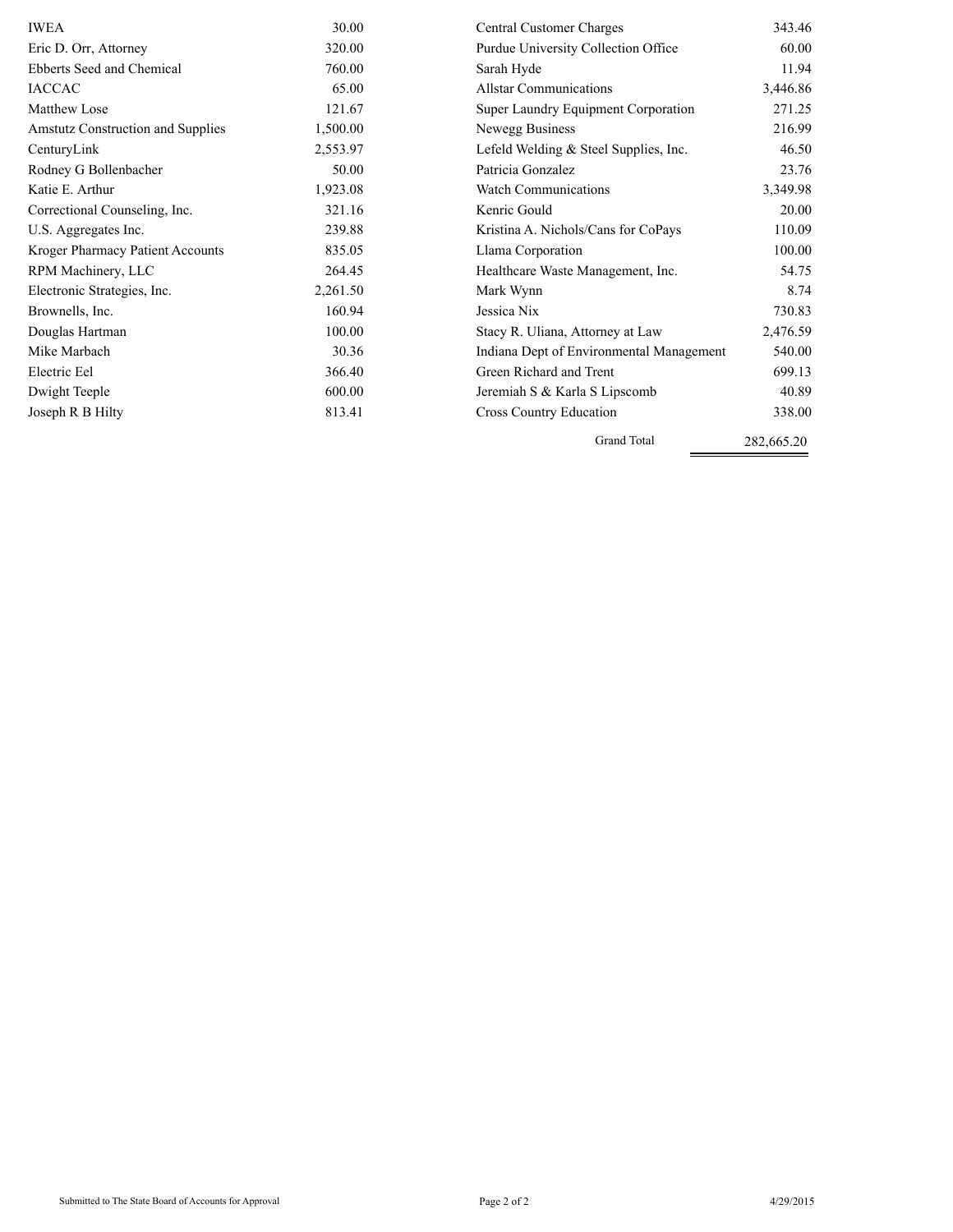| | | | |
|---|---|---|---|
| IWEA | 30.00 | Central Customer Charges | 343.46 |
| Eric D. Orr, Attorney | 320.00 | Purdue University Collection Office | 60.00 |
| Ebberts Seed and Chemical | 760.00 | Sarah Hyde | 11.94 |
| IACCAC | 65.00 | Allstar Communications | 3,446.86 |
| Matthew Lose | 121.67 | Super Laundry Equipment Corporation | 271.25 |
| Amstutz Construction and Supplies | 1,500.00 | Newegg Business | 216.99 |
| CenturyLink | 2,553.97 | Lefeld Welding & Steel Supplies, Inc. | 46.50 |
| Rodney G Bollenbacher | 50.00 | Patricia Gonzalez | 23.76 |
| Katie E. Arthur | 1,923.08 | Watch Communications | 3,349.98 |
| Correctional Counseling, Inc. | 321.16 | Kenric Gould | 20.00 |
| U.S. Aggregates Inc. | 239.88 | Kristina A. Nichols/Cans for CoPays | 110.09 |
| Kroger Pharmacy Patient Accounts | 835.05 | Llama Corporation | 100.00 |
| RPM Machinery, LLC | 264.45 | Healthcare Waste Management, Inc. | 54.75 |
| Electronic Strategies, Inc. | 2,261.50 | Mark Wynn | 8.74 |
| Brownells, Inc. | 160.94 | Jessica Nix | 730.83 |
| Douglas Hartman | 100.00 | Stacy R. Uliana, Attorney at Law | 2,476.59 |
| Mike Marbach | 30.36 | Indiana Dept of Environmental Management | 540.00 |
| Electric Eel | 366.40 | Green Richard and Trent | 699.13 |
| Dwight Teeple | 600.00 | Jeremiah S & Karla S Lipscomb | 40.89 |
| Joseph R B Hilty | 813.41 | Cross Country Education | 338.00 |
| | | Grand Total | 282,665.20 |

Submitted to The State Board of Accounts for Approval 4/29/2015